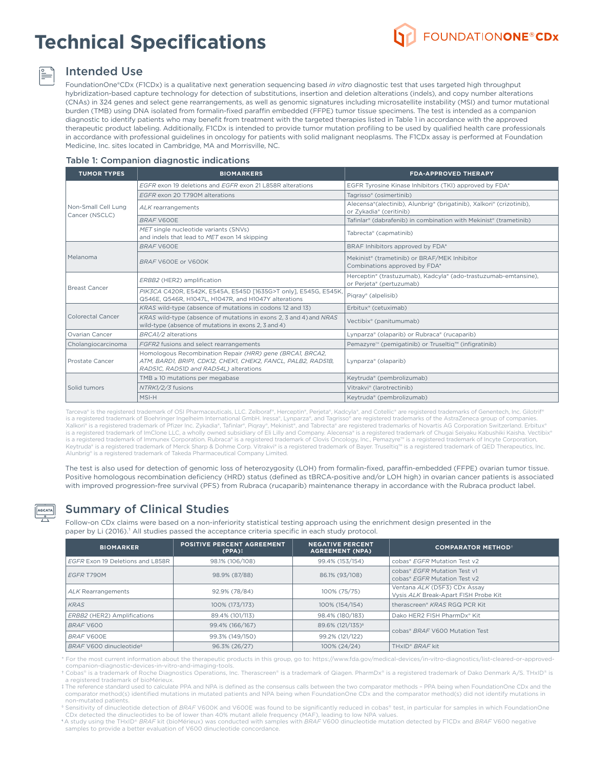# Technical Specifications

FOUNDATIONONE® CDx

## Intended Use

FoundationOne®CDx (F1CDx) is a qualitative next generation sequencing based *in vitro* diagnostic test that uses targeted high throughput hybridization-based capture technology for detection of substitutions, insertion and deletion alterations (indels), and copy number alterations (CNAs) in 324 genes and select gene rearrangements, as well as genomic signatures including microsatellite instability (MSI) and tumor mutational burden (TMB) using DNA isolated from formalin-fixed paraffin embedded (FFPE) tumor tissue specimens. The test is intended as a companion diagnostic to identify patients who may benefit from treatment with the targeted therapies listed in Table 1 in accordance with the approved therapeutic product labeling. Additionally, F1CDx is intended to provide tumor mutation profiling to be used by qualified health care professionals in accordance with professional guidelines in oncology for patients with solid malignant neoplasms. The F1CDx assay is performed at Foundation Medicine, Inc. sites located in Cambridge, MA and Morrisville, NC.

### Table 1: Companion diagnostic indications

| TUMOR TYPES | BIOMARKERS | FDA-APPROVED THERAPY |
|---|---|---|
| Non-Small Cell Lung Cancer (NSCLC) | *EGFR* exon 19 deletions and *EGFR* exon 21 L858R alterations | EGFR Tyrosine Kinase Inhibitors (TKI) approved by FDA* |
| | *EGFR* exon 20 T790M alterations | Tagrisso® (osimertinib) |
| | *ALK* rearrangements | Alecensa®(alectinib), Alunbrig® (brigatinib), Xalkori® (crizotinib), or Zykadia® (ceritinib) |
| | *BRAF* V600E | Tafinlar® (dabrafenib) in combination with Mekinist® (trametinib) |
| | *MET* single nucleotide variants (SNVs) and indels that lead to *MET* exon 14 skipping | Tabrecta® (capmatinib) |
| Melanoma | *BRAF* V600E | BRAF Inhibitors approved by FDA* |
| | *BRAF* V600E or V600K | Mekinist® (trametinib) or BRAF/MEK Inhibitor Combinations approved by FDA* |
| Breast Cancer | *ERBB2* (HER2) amplification | Herceptin® (trastuzumab), Kadcyla® (ado-trastuzumab-emtansine), or Perjeta® (pertuzumab) |
| | *PIK3CA* C420R, E542K, E545A, E545D [1635G>T only], E545G, E545K, Q546E, Q546R, H1047L, H1047R, and H1047Y alterations | Piqray® (alpelisib) |
| Colorectal Cancer | *KRAS* wild-type (absence of mutations in codons 12 and 13) | Erbitux® (cetuximab) |
| | *KRAS* wild-type (absence of mutations in exons 2, 3 and 4) and *NRAS* wild-type (absence of mutations in exons 2, 3 and 4) | Vectibix® (panitumumab) |
| Ovarian Cancer | *BRCA1/2* alterations | Lynparza® (olaparib) or Rubraca® (rucaparib) |
| Cholangiocarcinoma | *FGFR2* fusions and select rearrangements | Pemazyre™ (pemigatinib) or Truseltiq™ (infigratinib) |
| Prostate Cancer | Homologous Recombination Repair (*HRR*) gene (*BRCA1, BRCA2, ATM, BARD1, BRIP1, CDK12, CHEK1, CHEK2, FANCL, PALB2, RAD51B, RAD51C, RAD51D and RAD54L*) alterations | Lynparza® (olaparib) |
| Solid tumors | TMB ≥ 10 mutations per megabase | Keytruda® (pembrolizumab) |
| | *NTRK1/2/3* fusions | Vitrakvi® (larotrectinib) |
| | MSI-H | Keytruda® (pembrolizumab) |

Tarceva® is the registered trademark of OSI Pharmaceuticals, LLC. Zelboraf®, Herceptin®, Perjeta®, Kadcyla®, and Cotellic® are registered trademarks of Genentech, Inc. Gilotrif® is a registered trademark of Boehringer Ingelheim International GmbH. Iressa®, Lynparza®, and Tagrisso® are registered trademarks of the AstraZeneca group of companies. Xalkori® is a registered trademark of Pfizer Inc. Zykadia®, Tafinlar®, Piqray®, Mekinist®, and Tabrecta® are registered trademarks of Novartis AG Corporation Switzerland. Erbitux® is a registered trademark of ImClone LLC, a wholly owned subsidiary of Eli Lilly and Company. Alecensa® is a registered trademark of Chugai Seiyaku Kabushiki Kaisha. Vectibix® is a registered trademark of Immunex Corporation. Rubraca® is a registered trademark of Clovis Oncology, Inc., Pemazyre™ is a registered trademark of Incyte Corporation, Keytruda® is a registered trademark of Merck Sharp & Dohme Corp. Vitrakvi® is a registered trademark of Bayer. Truseltiq™ is a registered trademark of QED Therapeutics, Inc. Alunbrig® is a registered trademark of Takeda Pharmaceutical Company Limited.

The test is also used for detection of genomic loss of heterozygosity (LOH) from formalin-fixed, paraffin-embedded (FFPE) ovarian tumor tissue. Positive homologous recombination deficiency (HRD) status (defined as tBRCA-positive and/or LOH high) in ovarian cancer patients is associated with improved progression-free survival (PFS) from Rubraca (rucaparib) maintenance therapy in accordance with the Rubraca product label.

## Summary of Clinical Studies

Follow-on CDx claims were based on a non-inferiority statistical testing approach using the enrichment design presented in the paper by Li (2016).[1] All studies passed the acceptance criteria specific in each study protocol.

| BIOMARKER | POSITIVE PERCENT AGREEMENT (PPA)‡ | NEGATIVE PERCENT AGREEMENT (NPA) | COMPARATOR METHOD† |
|---|---|---|---|
| *EGFR* Exon 19 Deletions and L858R | 98.1% (106/108) | 99.4% (153/154) | cobas® *EGFR* Mutation Test v2 |
| *EGFR* T790M | 98.9% (87/88) | 86.1% (93/108) | cobas® *EGFR* Mutation Test v1<br>cobas® *EGFR* Mutation Test v2 |
| *ALK* Rearrangements | 92.9% (78/84) | 100% (75/75) | Ventana *ALK* (D5F3) CDx Assay<br>Vysis *ALK* Break-Apart FISH Probe Kit |
| *KRAS* | 100% (173/173) | 100% (154/154) | therascreen® *KRAS* RGQ PCR Kit |
| *ERBB2* (HER2) Amplifications | 89.4% (101/113) | 98.4% (180/183) | Dako HER2 FISH PharmDx® Kit |
| *BRAF* V600 | 99.4% (166/167) | 89.6% (121/135)§ | cobas® *BRAF* V600 Mutation Test |
| *BRAF* V600E | 99.3% (149/150) | 99.2% (121/122) | |
| *BRAF* V600 dinucleotide¶ | 96.3% (26/27) | 100% (24/24) | THxID® *BRAF* kit |

\* For the most current information about the therapeutic products in this group, go to: https://www.fda.gov/medical-devices/in-vitro-diagnostics/list-cleared-or-approved-companion-diagnostic-devices-in-vitro-and-imaging-tools.

† Cobas® is a trademark of Roche Diagnostics Operations, Inc. Therascreen® is a trademark of Qiagen. PharmDx® is a registered trademark of Dako Denmark A/S. THxID® is a registered trademark of bioMérieux.

‡ The reference standard used to calculate PPA and NPA is defined as the consensus calls between the two comparator methods – PPA being when FoundationOne CDx and the comparator method(s) identified mutations in mutated patients and NPA being when FoundationOne CDx and the comparator method(s) did not identify mutations in non-mutated patients.

§ Sensitivity of dinucleotide detection of *BRAF* V600K and V600E was found to be significantly reduced in cobas® test, in particular for samples in which FoundationOne CDx detected the dinucleotides to be of lower than 40% mutant allele frequency (MAF), leading to low NPA values.

¶ A study using the THxID® *BRAF* kit (bioMérieux) was conducted with samples with *BRAF* V600 dinucleotide mutation detected by F1CDx and *BRAF* V600 negative samples to provide a better evaluation of V600 dinucleotide concordance.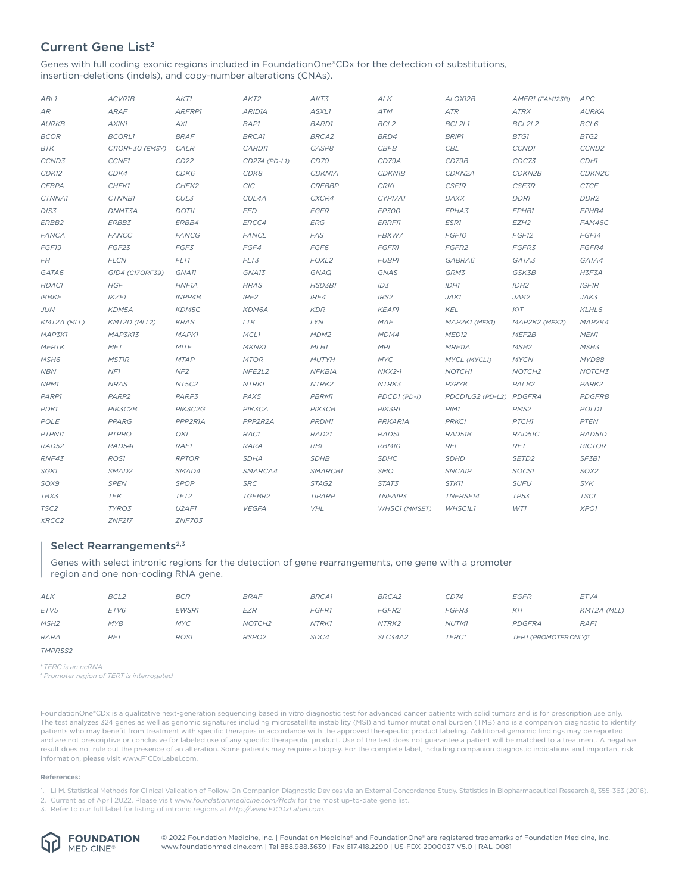## Current Gene List[2]

Genes with full coding exonic regions included in FoundationOne®CDx for the detection of substitutions, insertion-deletions (indels), and copy-number alterations (CNAs).

| | | | | | | | | |
|---|---|---|---|---|---|---|---|---|
| *ABL1* | *ACVR1B* | *AKT1* | *AKT2* | *AKT3* | *ALK* | *ALOX12B* | *AMER1 (FAM123B)* | *APC* |
| *AR* | *ARAF* | *ARFRP1* | *ARID1A* | *ASXL1* | *ATM* | *ATR* | *ATRX* | *AURKA* |
| *AURKB* | *AXIN1* | *AXL* | *BAP1* | *BARD1* | *BCL2* | *BCL2L1* | *BCL2L2* | *BCL6* |
| *BCOR* | *BCORL1* | *BRAF* | *BRCA1* | *BRCA2* | *BRD4* | *BRIP1* | *BTG1* | *BTG2* |
| *BTK* | *C11ORF30 (EMSY)* | *CALR* | *CARD11* | *CASP8* | *CBFB* | *CBL* | *CCND1* | *CCND2* |
| *CCND3* | *CCNE1* | *CD22* | *CD274 (PD-L1)* | *CD70* | *CD79A* | *CD79B* | *CDC73* | *CDH1* |
| *CDK12* | *CDK4* | *CDK6* | *CDK8* | *CDKN1A* | *CDKN1B* | *CDKN2A* | *CDKN2B* | *CDKN2C* |
| *CEBPA* | *CHEK1* | *CHEK2* | *CIC* | *CREBBP* | *CRKL* | *CSF1R* | *CSF3R* | *CTCF* |
| *CTNNA1* | *CTNNB1* | *CUL3* | *CUL4A* | *CXCR4* | *CYP17A1* | *DAXX* | *DDR1* | *DDR2* |
| *DIS3* | *DNMT3A* | *DOT1L* | *EED* | *EGFR* | *EP300* | *EPHA3* | *EPHB1* | *EPHB4* |
| *ERBB2* | *ERBB3* | *ERBB4* | *ERCC4* | *ERG* | *ERRFI1* | *ESR1* | *EZH2* | *FAM46C* |
| *FANCA* | *FANCC* | *FANCG* | *FANCL* | *FAS* | *FBXW7* | *FGF10* | *FGF12* | *FGF14* |
| *FGF19* | *FGF23* | *FGF3* | *FGF4* | *FGF6* | *FGFR1* | *FGFR2* | *FGFR3* | *FGFR4* |
| *FH* | *FLCN* | *FLT1* | *FLT3* | *FOXL2* | *FUBP1* | *GABRA6* | *GATA3* | *GATA4* |
| *GATA6* | *GID4 (C17ORF39)* | *GNA11* | *GNA13* | *GNAQ* | *GNAS* | *GRM3* | *GSK3B* | *H3F3A* |
| *HDAC1* | *HGF* | *HNF1A* | *HRAS* | *HSD3B1* | *ID3* | *IDH1* | *IDH2* | *IGF1R* |
| *IKBKE* | *IKZF1* | *INPP4B* | *IRF2* | *IRF4* | *IRS2* | *JAK1* | *JAK2* | *JAK3* |
| *JUN* | *KDM5A* | *KDM5C* | *KDM6A* | *KDR* | *KEAP1* | *KEL* | *KIT* | *KLHL6* |
| *KMT2A (MLL)* | *KMT2D (MLL2)* | *KRAS* | *LTK* | *LYN* | *MAF* | *MAP2K1 (MEK1)* | *MAP2K2 (MEK2)* | *MAP2K4* |
| *MAP3K1* | *MAP3K13* | *MAPK1* | *MCL1* | *MDM2* | *MDM4* | *MED12* | *MEF2B* | *MEN1* |
| *MERTK* | *MET* | *MITF* | *MKNK1* | *MLH1* | *MPL* | *MRE11A* | *MSH2* | *MSH3* |
| *MSH6* | *MST1R* | *MTAP* | *MTOR* | *MUTYH* | *MYC* | *MYCL (MYCL1)* | *MYCN* | *MYD88* |
| *NBN* | *NF1* | *NF2* | *NFE2L2* | *NFKBIA* | *NKX2-1* | *NOTCH1* | *NOTCH2* | *NOTCH3* |
| *NPM1* | *NRAS* | *NT5C2* | *NTRK1* | *NTRK2* | *NTRK3* | *P2RY8* | *PALB2* | *PARK2* |
| *PARP1* | *PARP2* | *PARP3* | *PAX5* | *PBRM1* | *PDCD1 (PD-1)* | *PDCD1LG2 (PD-L2)* | *PDGFRA* | *PDGFRB* |
| *PDK1* | *PIK3C2B* | *PIK3C2G* | *PIK3CA* | *PIK3CB* | *PIK3R1* | *PIM1* | *PMS2* | *POLD1* |
| *POLE* | *PPARG* | *PPP2R1A* | *PPP2R2A* | *PRDM1* | *PRKAR1A* | *PRKCI* | *PTCH1* | *PTEN* |
| *PTPN11* | *PTPRO* | *QKI* | *RAC1* | *RAD21* | *RAD51* | *RAD51B* | *RAD51C* | *RAD51D* |
| *RAD52* | *RAD54L* | *RAF1* | *RARA* | *RB1* | *RBM10* | *REL* | *RET* | *RICTOR* |
| *RNF43* | *ROS1* | *RPTOR* | *SDHA* | *SDHB* | *SDHC* | *SDHD* | *SETD2* | *SF3B1* |
| *SGK1* | *SMAD2* | *SMAD4* | *SMARCA4* | *SMARCB1* | *SMO* | *SNCAIP* | *SOCS1* | *SOX2* |
| *SOX9* | *SPEN* | *SPOP* | *SRC* | *STAG2* | *STAT3* | *STK11* | *SUFU* | *SYK* |
| *TBX3* | *TEK* | *TET2* | *TGFBR2* | *TIPARP* | *TNFAIP3* | *TNFRSF14* | *TP53* | *TSC1* |
| *TSC2* | *TYRO3* | *U2AF1* | *VEGFA* | *VHL* | *WHSC1 (MMSET)* | *WHSC1L1* | *WT1* | *XPO1* |
| *XRCC2* | *ZNF217* | *ZNF703* | | | | | | |

### Select Rearrangements[2,3]

Genes with select intronic regions for the detection of gene rearrangements, one gene with a promoter region and one non-coding RNA gene.

| | | | | | | | | |
|---|---|---|---|---|---|---|---|---|
| *ALK* | *BCL2* | *BCR* | *BRAF* | *BRCA1* | *BRCA2* | *CD74* | *EGFR* | *ETV4* |
| *ETV5* | *ETV6* | *EWSR1* | *EZR* | *FGFR1* | *FGFR2* | *FGFR3* | *KIT* | *KMT2A (MLL)* |
| *MSH2* | *MYB* | *MYC* | *NOTCH2* | *NTRK1* | *NTRK2* | *NUTM1* | *PDGFRA* | *RAF1* |
| *RARA* | *RET* | *ROS1* | *RSPO2* | *SDC4* | *SLC34A2* | *TERC** | *TERT (PROMOTER ONLY)*† | |
| *TMPRSS2* | | | | | | | | |

* *TERC is an ncRNA*

† *Promoter region of TERT is interrogated*

FoundationOne®CDx is a qualitative next-generation sequencing based in vitro diagnostic test for advanced cancer patients with solid tumors and is for prescription use only. The test analyzes 324 genes as well as genomic signatures including microsatellite instability (MSI) and tumor mutational burden (TMB) and is a companion diagnostic to identify patients who may benefit from treatment with specific therapies in accordance with the approved therapeutic product labeling. Additional genomic findings may be reported and are not prescriptive or conclusive for labeled use of any specific therapeutic product. Use of the test does not guarantee a patient will be matched to a treatment. A negative result does not rule out the presence of an alteration. Some patients may require a biopsy. For the complete label, including companion diagnostic indications and important risk information, please visit www.F1CDxLabel.com.

**References:**

1. Li M. Statistical Methods for Clinical Validation of Follow-On Companion Diagnostic Devices via an External Concordance Study. Statistics in Biopharmaceutical Research 8, 355-363 (2016).
2. Current as of April 2022. Please visit *www.foundationmedicine.com/f1cdx* for the most up-to-date gene list.
3. Refer to our full label for listing of intronic regions at *http://www.F1CDxLabel.com*.

FOUNDATION MEDICINE®

© 2022 Foundation Medicine, Inc. | Foundation Medicine® and FoundationOne® are registered trademarks of Foundation Medicine, Inc.
www.foundationmedicine.com | Tel 888.988.3639 | Fax 617.418.2290 | US-FDX-2000037 V5.0 | RAL-0081